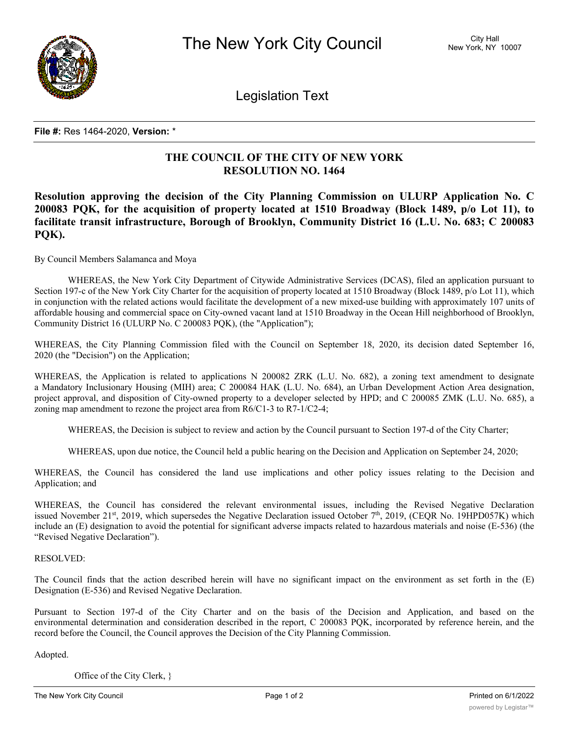# The New York City Council

City Hall
New York, NY 10007

## Legislation Text

**File #:** Res 1464-2020, **Version:** *

## THE COUNCIL OF THE CITY OF NEW YORK
## RESOLUTION NO. 1464

**Resolution approving the decision of the City Planning Commission on ULURP Application No. C 200083 PQK, for the acquisition of property located at 1510 Broadway (Block 1489, p/o Lot 11), to facilitate transit infrastructure, Borough of Brooklyn, Community District 16 (L.U. No. 683; C 200083 PQK).**

By Council Members Salamanca and Moya

WHEREAS, the New York City Department of Citywide Administrative Services (DCAS), filed an application pursuant to Section 197-c of the New York City Charter for the acquisition of property located at 1510 Broadway (Block 1489, p/o Lot 11), which in conjunction with the related actions would facilitate the development of a new mixed-use building with approximately 107 units of affordable housing and commercial space on City-owned vacant land at 1510 Broadway in the Ocean Hill neighborhood of Brooklyn, Community District 16 (ULURP No. C 200083 PQK), (the "Application");

WHEREAS, the City Planning Commission filed with the Council on September 18, 2020, its decision dated September 16, 2020 (the "Decision") on the Application;

WHEREAS, the Application is related to applications N 200082 ZRK (L.U. No. 682), a zoning text amendment to designate a Mandatory Inclusionary Housing (MIH) area; C 200084 HAK (L.U. No. 684), an Urban Development Action Area designation, project approval, and disposition of City-owned property to a developer selected by HPD; and C 200085 ZMK (L.U. No. 685), a zoning map amendment to rezone the project area from R6/C1-3 to R7-1/C2-4;

WHEREAS, the Decision is subject to review and action by the Council pursuant to Section 197-d of the City Charter;

WHEREAS, upon due notice, the Council held a public hearing on the Decision and Application on September 24, 2020;

WHEREAS, the Council has considered the land use implications and other policy issues relating to the Decision and Application; and

WHEREAS, the Council has considered the relevant environmental issues, including the Revised Negative Declaration issued November 21st, 2019, which supersedes the Negative Declaration issued October 7th, 2019, (CEQR No. 19HPD057K) which include an (E) designation to avoid the potential for significant adverse impacts related to hazardous materials and noise (E-536) (the "Revised Negative Declaration").

RESOLVED:

The Council finds that the action described herein will have no significant impact on the environment as set forth in the (E) Designation (E-536) and Revised Negative Declaration.

Pursuant to Section 197-d of the City Charter and on the basis of the Decision and Application, and based on the environmental determination and consideration described in the report, C 200083 PQK, incorporated by reference herein, and the record before the Council, the Council approves the Decision of the City Planning Commission.

Adopted.

Office of the City Clerk, }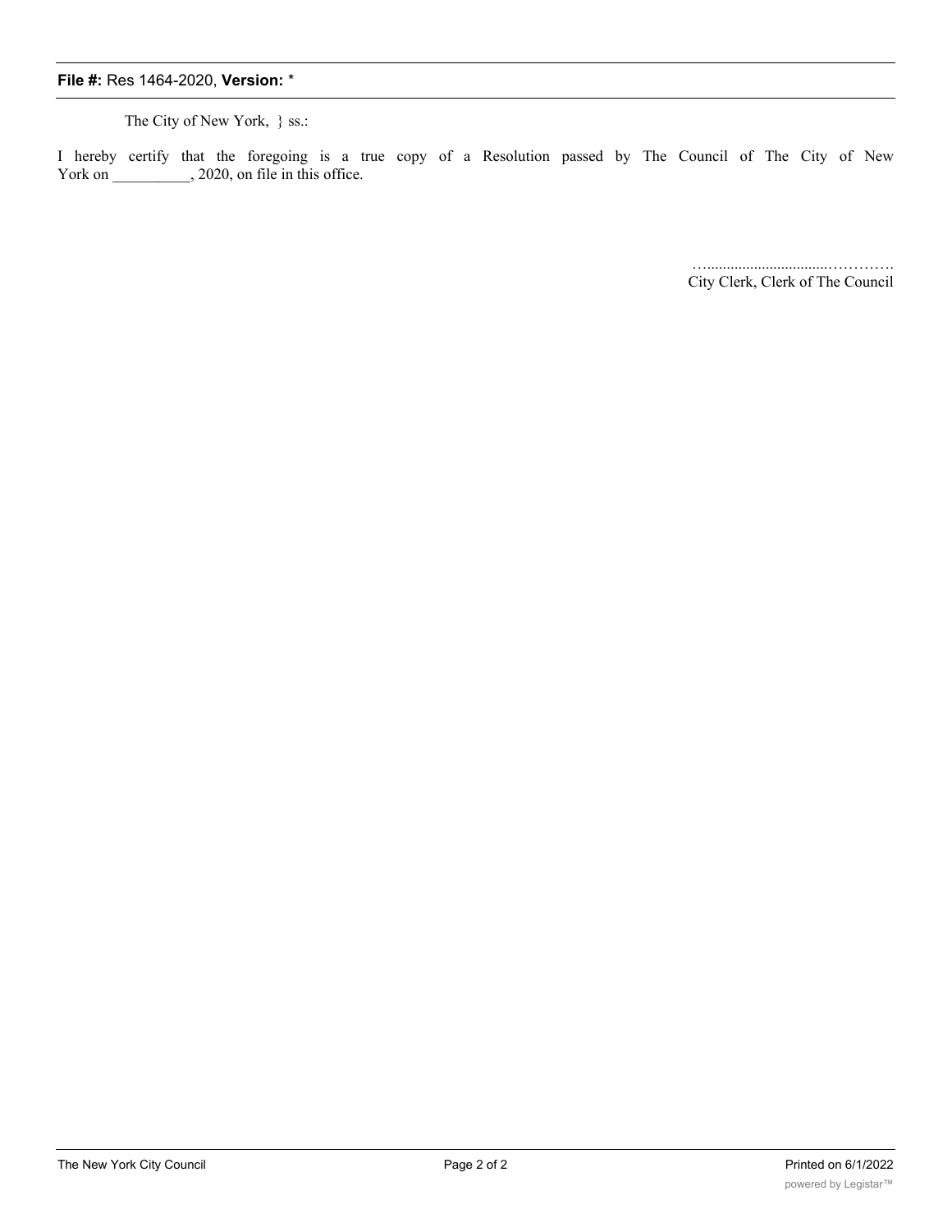The City of New York, } ss.:

I hereby certify that the foregoing is a true copy of a Resolution passed by The Council of The City of New York on __________, 2020, on file in this office.

…..............................………….
City Clerk, Clerk of The Council